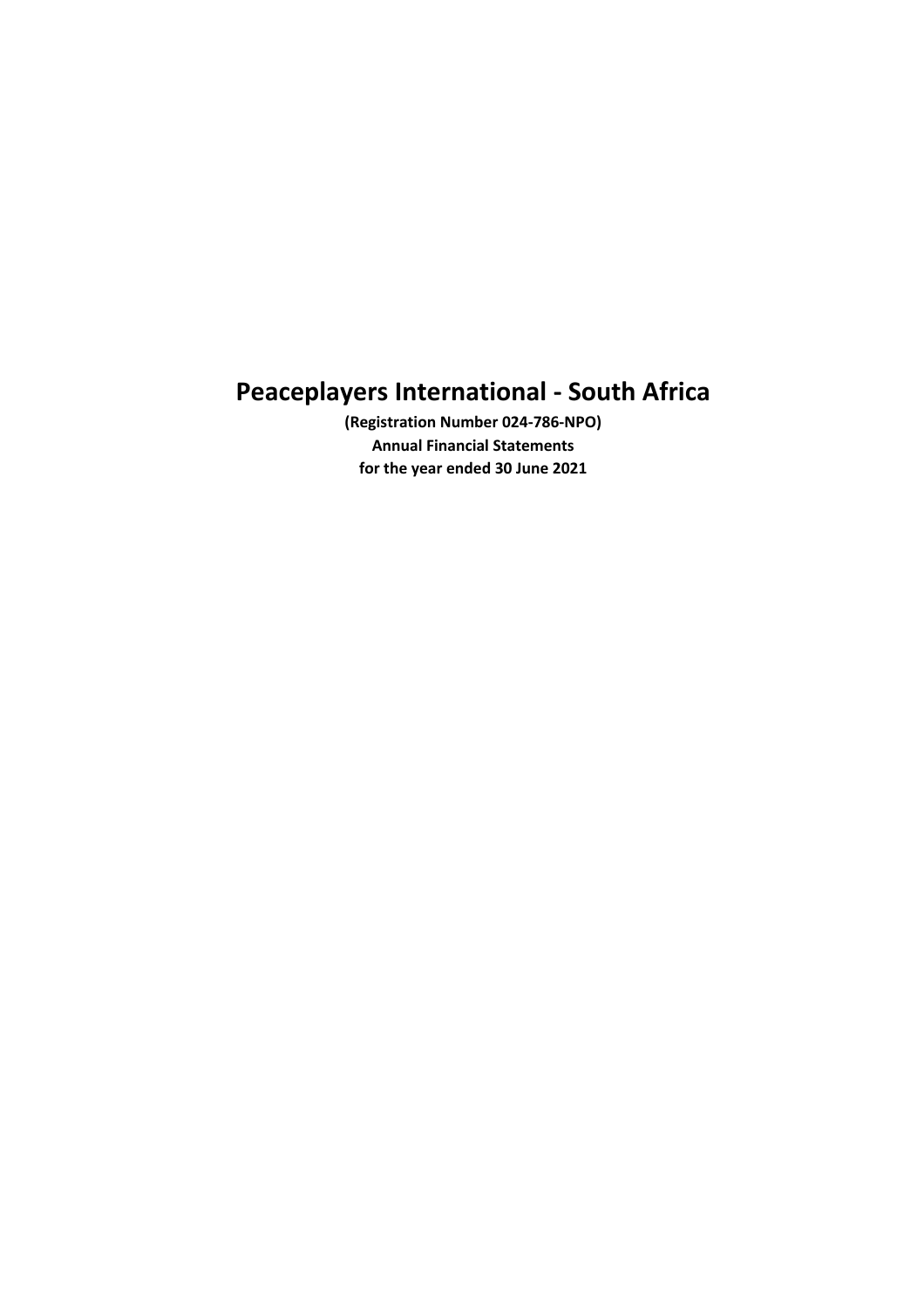# Peaceplayers International - South Africa

**(Registration Number 024-786-NPO)**

**Annual Financial Statements**

**for the year ended 30 June 2021**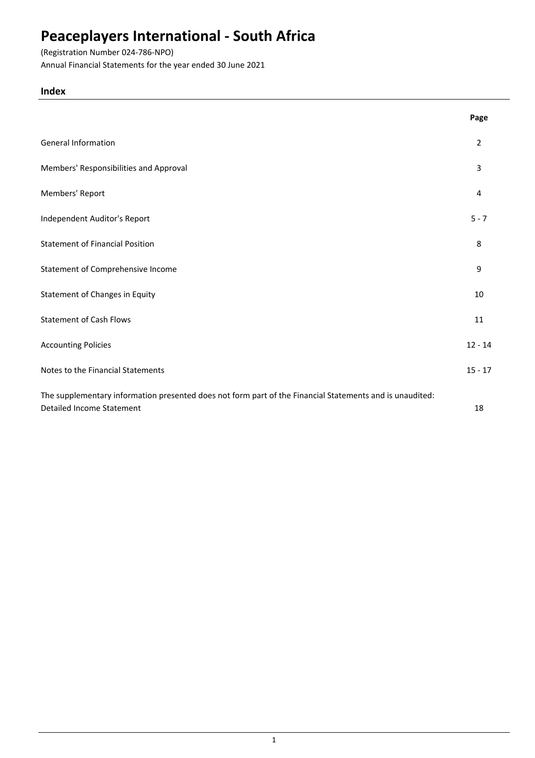# Peaceplayers International - South Africa

(Registration Number 024-786-NPO)
Annual Financial Statements for the year ended 30 June 2021

## Index

| | Page |
|---|---|
| General Information | 2 |
| Members' Responsibilities and Approval | 3 |
| Members' Report | 4 |
| Independent Auditor's Report | 5 - 7 |
| Statement of Financial Position | 8 |
| Statement of Comprehensive Income | 9 |
| Statement of Changes in Equity | 10 |
| Statement of Cash Flows | 11 |
| Accounting Policies | 12 - 14 |
| Notes to the Financial Statements | 15 - 17 |
| The supplementary information presented does not form part of the Financial Statements and is unaudited: | |
| Detailed Income Statement | 18 |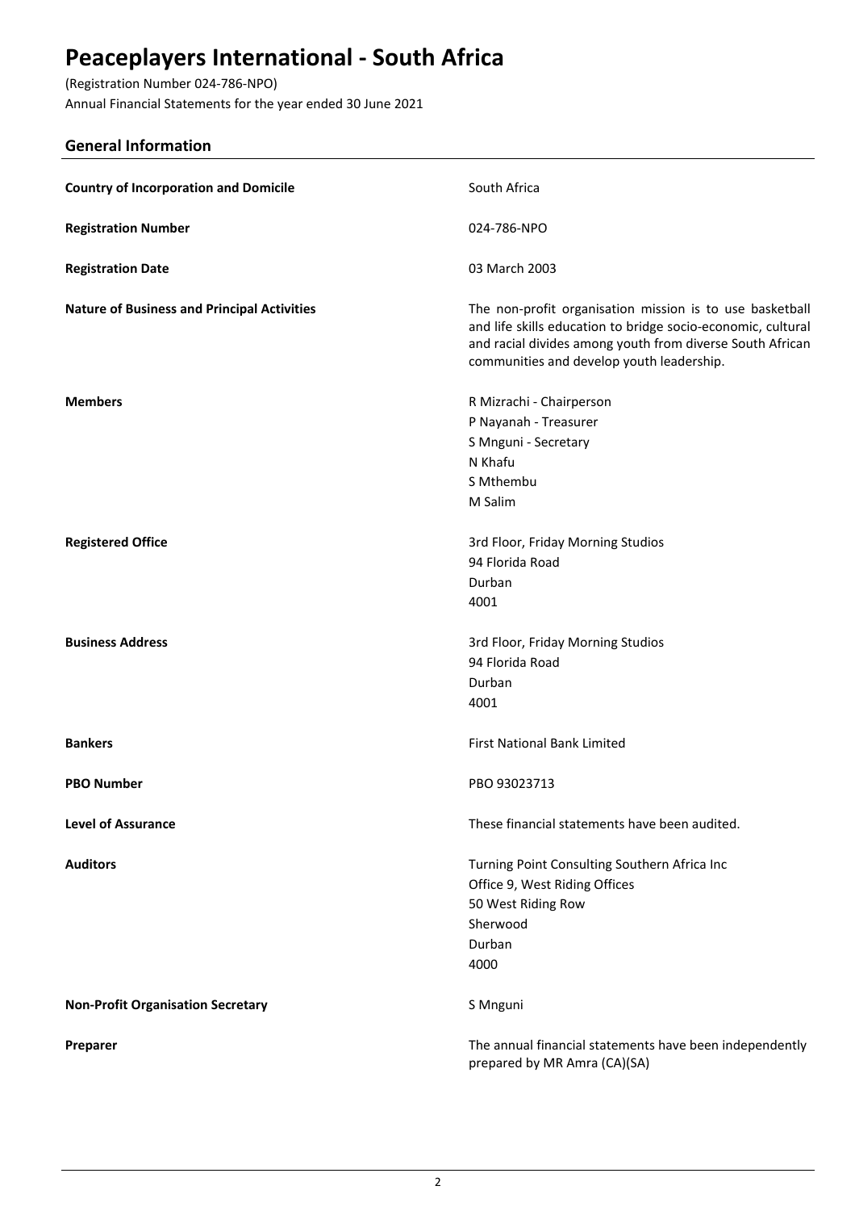# Peaceplayers International - South Africa

(Registration Number 024-786-NPO)
Annual Financial Statements for the year ended 30 June 2021

## General Information

| | |
|---|---|
| **Country of Incorporation and Domicile** | South Africa |
| **Registration Number** | 024-786-NPO |
| **Registration Date** | 03 March 2003 |
| **Nature of Business and Principal Activities** | The non-profit organisation mission is to use basketball and life skills education to bridge socio-economic, cultural and racial divides among youth from diverse South African communities and develop youth leadership. |
| **Members** | R Mizrachi - Chairperson<br>P Nayanah - Treasurer<br>S Mnguni - Secretary<br>N Khafu<br>S Mthembu<br>M Salim |
| **Registered Office** | 3rd Floor, Friday Morning Studios<br>94 Florida Road<br>Durban<br>4001 |
| **Business Address** | 3rd Floor, Friday Morning Studios<br>94 Florida Road<br>Durban<br>4001 |
| **Bankers** | First National Bank Limited |
| **PBO Number** | PBO 93023713 |
| **Level of Assurance** | These financial statements have been audited. |
| **Auditors** | Turning Point Consulting Southern Africa Inc<br>Office 9, West Riding Offices<br>50 West Riding Row<br>Sherwood<br>Durban<br>4000 |
| **Non-Profit Organisation Secretary** | S Mnguni |
| **Preparer** | The annual financial statements have been independently prepared by MR Amra (CA)(SA) |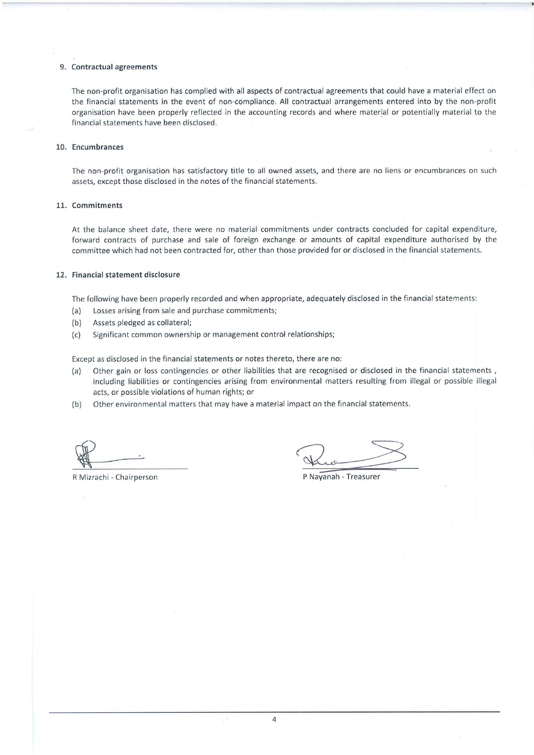## 9. Contractual agreements

The non-profit organisation has complied with all aspects of contractual agreements that could have a material effect on the financial statements in the event of non-compliance. All contractual arrangements entered into by the non-profit organisation have been properly reflected in the accounting records and where material or potentially material to the financial statements have been disclosed.

## 10. Encumbrances

The non-profit organisation has satisfactory title to all owned assets, and there are no liens or encumbrances on such assets, except those disclosed in the notes of the financial statements.

## 11. Commitments

At the balance sheet date, there were no material commitments under contracts concluded for capital expenditure, forward contracts of purchase and sale of foreign exchange or amounts of capital expenditure authorised by the committee which had not been contracted for, other than those provided for or disclosed in the financial statements.

## 12. Financial statement disclosure

The following have been properly recorded and when appropriate, adequately disclosed in the financial statements:

(a) Losses arising from sale and purchase commitments;
(b) Assets pledged as collateral;
(c) Significant common ownership or management control relationships;

Except as disclosed in the financial statements or notes thereto, there are no:

(a) Other gain or loss contingencies or other liabilities that are recognised or disclosed in the financial statements , including liabilities or contingencies arising from environmental matters resulting from illegal or possible illegal acts, or possible violations of human rights; or
(b) Other environmental matters that may have a material impact on the financial statements.

R Mizrachi - Chairperson

P Nayanah - Treasurer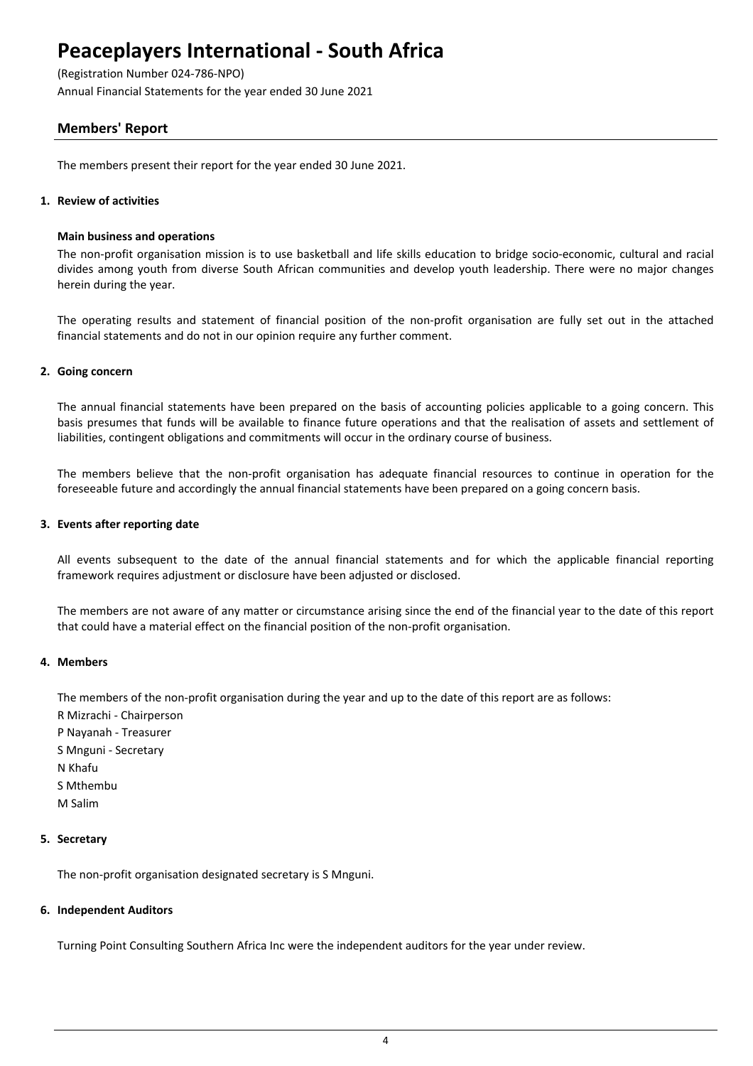# Peaceplayers International - South Africa

(Registration Number 024-786-NPO)
Annual Financial Statements for the year ended 30 June 2021

## Members' Report

The members present their report for the year ended 30 June 2021.

### 1. Review of activities

**Main business and operations**

The non-profit organisation mission is to use basketball and life skills education to bridge socio-economic, cultural and racial divides among youth from diverse South African communities and develop youth leadership. There were no major changes herein during the year.

The operating results and statement of financial position of the non-profit organisation are fully set out in the attached financial statements and do not in our opinion require any further comment.

### 2. Going concern

The annual financial statements have been prepared on the basis of accounting policies applicable to a going concern. This basis presumes that funds will be available to finance future operations and that the realisation of assets and settlement of liabilities, contingent obligations and commitments will occur in the ordinary course of business.

The members believe that the non-profit organisation has adequate financial resources to continue in operation for the foreseeable future and accordingly the annual financial statements have been prepared on a going concern basis.

### 3. Events after reporting date

All events subsequent to the date of the annual financial statements and for which the applicable financial reporting framework requires adjustment or disclosure have been adjusted or disclosed.

The members are not aware of any matter or circumstance arising since the end of the financial year to the date of this report that could have a material effect on the financial position of the non-profit organisation.

### 4. Members

The members of the non-profit organisation during the year and up to the date of this report are as follows:

R Mizrachi - Chairperson
P Nayanah - Treasurer
S Mnguni - Secretary
N Khafu
S Mthembu
M Salim

### 5. Secretary

The non-profit organisation designated secretary is S Mnguni.

### 6. Independent Auditors

Turning Point Consulting Southern Africa Inc were the independent auditors for the year under review.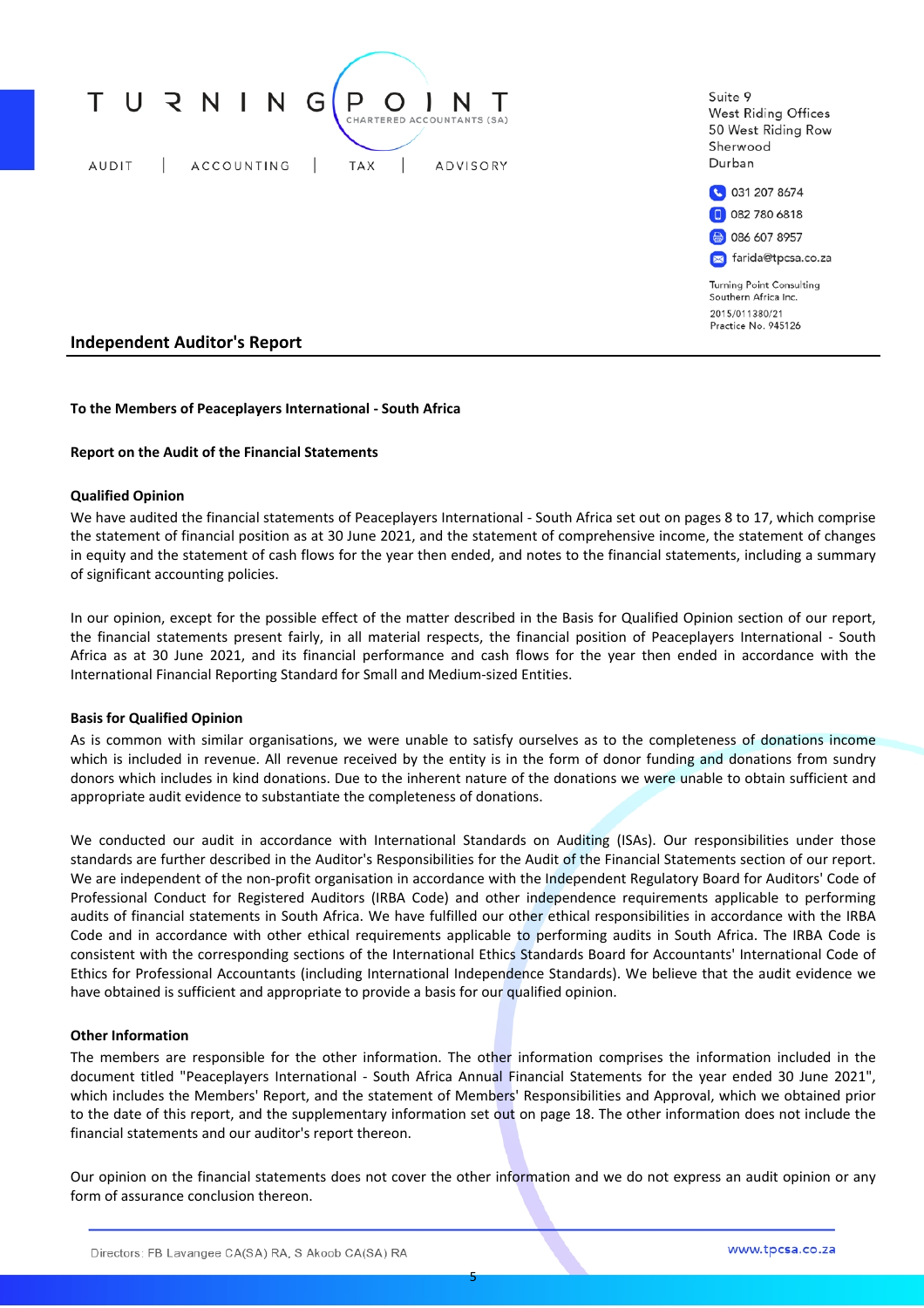TURNING POINT
CHARTERED ACCOUNTANTS (SA)

AUDIT | ACCOUNTING | TAX | ADVISORY

Suite 9
West Riding Offices
50 West Riding Row
Sherwood
Durban

031 207 8674
082 780 6818
086 607 8957
farida@tpcsa.co.za

Turning Point Consulting
Southern Africa Inc.
2015/011380/21
Practice No. 945126

## Independent Auditor's Report

**To the Members of Peaceplayers International - South Africa**

**Report on the Audit of the Financial Statements**

**Qualified Opinion**

We have audited the financial statements of Peaceplayers International - South Africa set out on pages 8 to 17, which comprise the statement of financial position as at 30 June 2021, and the statement of comprehensive income, the statement of changes in equity and the statement of cash flows for the year then ended, and notes to the financial statements, including a summary of significant accounting policies.

In our opinion, except for the possible effect of the matter described in the Basis for Qualified Opinion section of our report, the financial statements present fairly, in all material respects, the financial position of Peaceplayers International - South Africa as at 30 June 2021, and its financial performance and cash flows for the year then ended in accordance with the International Financial Reporting Standard for Small and Medium-sized Entities.

**Basis for Qualified Opinion**

As is common with similar organisations, we were unable to satisfy ourselves as to the completeness of donations income which is included in revenue. All revenue received by the entity is in the form of donor funding and donations from sundry donors which includes in kind donations. Due to the inherent nature of the donations we were unable to obtain sufficient and appropriate audit evidence to substantiate the completeness of donations.

We conducted our audit in accordance with International Standards on Auditing (ISAs). Our responsibilities under those standards are further described in the Auditor's Responsibilities for the Audit of the Financial Statements section of our report. We are independent of the non-profit organisation in accordance with the Independent Regulatory Board for Auditors' Code of Professional Conduct for Registered Auditors (IRBA Code) and other independence requirements applicable to performing audits of financial statements in South Africa. We have fulfilled our other ethical responsibilities in accordance with the IRBA Code and in accordance with other ethical requirements applicable to performing audits in South Africa. The IRBA Code is consistent with the corresponding sections of the International Ethics Standards Board for Accountants' International Code of Ethics for Professional Accountants (including International Independence Standards). We believe that the audit evidence we have obtained is sufficient and appropriate to provide a basis for our qualified opinion.

**Other Information**

The members are responsible for the other information. The other information comprises the information included in the document titled "Peaceplayers International - South Africa Annual Financial Statements for the year ended 30 June 2021", which includes the Members' Report, and the statement of Members' Responsibilities and Approval, which we obtained prior to the date of this report, and the supplementary information set out on page 18. The other information does not include the financial statements and our auditor's report thereon.

Our opinion on the financial statements does not cover the other information and we do not express an audit opinion or any form of assurance conclusion thereon.

Directors: FB Lavangee CA(SA) RA, S Akoob CA(SA) RA

www.tpcsa.co.za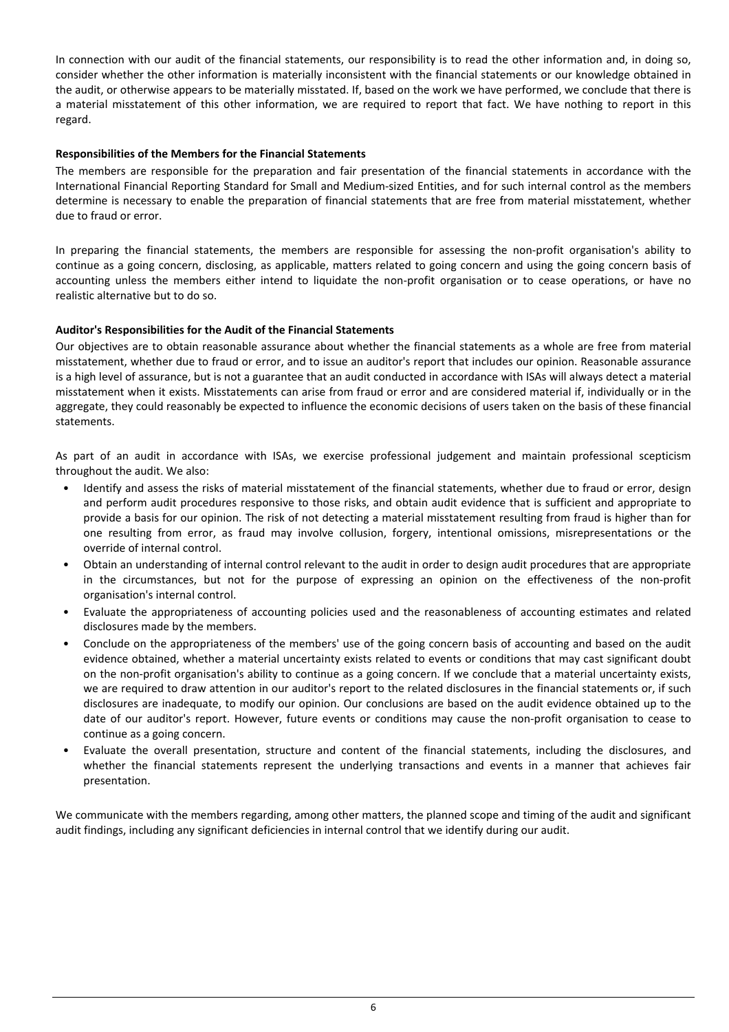In connection with our audit of the financial statements, our responsibility is to read the other information and, in doing so, consider whether the other information is materially inconsistent with the financial statements or our knowledge obtained in the audit, or otherwise appears to be materially misstated. If, based on the work we have performed, we conclude that there is a material misstatement of this other information, we are required to report that fact. We have nothing to report in this regard.

**Responsibilities of the Members for the Financial Statements**

The members are responsible for the preparation and fair presentation of the financial statements in accordance with the International Financial Reporting Standard for Small and Medium-sized Entities, and for such internal control as the members determine is necessary to enable the preparation of financial statements that are free from material misstatement, whether due to fraud or error.

In preparing the financial statements, the members are responsible for assessing the non-profit organisation's ability to continue as a going concern, disclosing, as applicable, matters related to going concern and using the going concern basis of accounting unless the members either intend to liquidate the non-profit organisation or to cease operations, or have no realistic alternative but to do so.

**Auditor's Responsibilities for the Audit of the Financial Statements**

Our objectives are to obtain reasonable assurance about whether the financial statements as a whole are free from material misstatement, whether due to fraud or error, and to issue an auditor's report that includes our opinion. Reasonable assurance is a high level of assurance, but is not a guarantee that an audit conducted in accordance with ISAs will always detect a material misstatement when it exists. Misstatements can arise from fraud or error and are considered material if, individually or in the aggregate, they could reasonably be expected to influence the economic decisions of users taken on the basis of these financial statements.

As part of an audit in accordance with ISAs, we exercise professional judgement and maintain professional scepticism throughout the audit. We also:

- Identify and assess the risks of material misstatement of the financial statements, whether due to fraud or error, design and perform audit procedures responsive to those risks, and obtain audit evidence that is sufficient and appropriate to provide a basis for our opinion. The risk of not detecting a material misstatement resulting from fraud is higher than for one resulting from error, as fraud may involve collusion, forgery, intentional omissions, misrepresentations or the override of internal control.
- Obtain an understanding of internal control relevant to the audit in order to design audit procedures that are appropriate in the circumstances, but not for the purpose of expressing an opinion on the effectiveness of the non-profit organisation's internal control.
- Evaluate the appropriateness of accounting policies used and the reasonableness of accounting estimates and related disclosures made by the members.
- Conclude on the appropriateness of the members' use of the going concern basis of accounting and based on the audit evidence obtained, whether a material uncertainty exists related to events or conditions that may cast significant doubt on the non-profit organisation's ability to continue as a going concern. If we conclude that a material uncertainty exists, we are required to draw attention in our auditor's report to the related disclosures in the financial statements or, if such disclosures are inadequate, to modify our opinion. Our conclusions are based on the audit evidence obtained up to the date of our auditor's report. However, future events or conditions may cause the non-profit organisation to cease to continue as a going concern.
- Evaluate the overall presentation, structure and content of the financial statements, including the disclosures, and whether the financial statements represent the underlying transactions and events in a manner that achieves fair presentation.

We communicate with the members regarding, among other matters, the planned scope and timing of the audit and significant audit findings, including any significant deficiencies in internal control that we identify during our audit.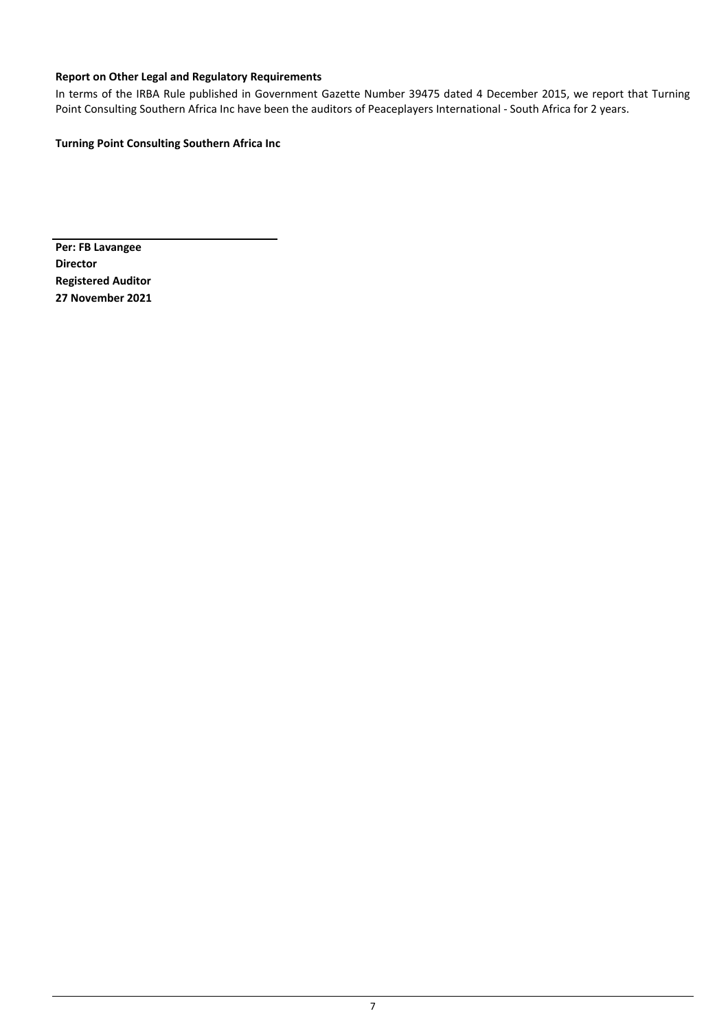**Report on Other Legal and Regulatory Requirements**

In terms of the IRBA Rule published in Government Gazette Number 39475 dated 4 December 2015, we report that Turning Point Consulting Southern Africa Inc have been the auditors of Peaceplayers International - South Africa for 2 years.

**Turning Point Consulting Southern Africa Inc**

**Per: FB Lavangee**
**Director**
**Registered Auditor**
**27 November 2021**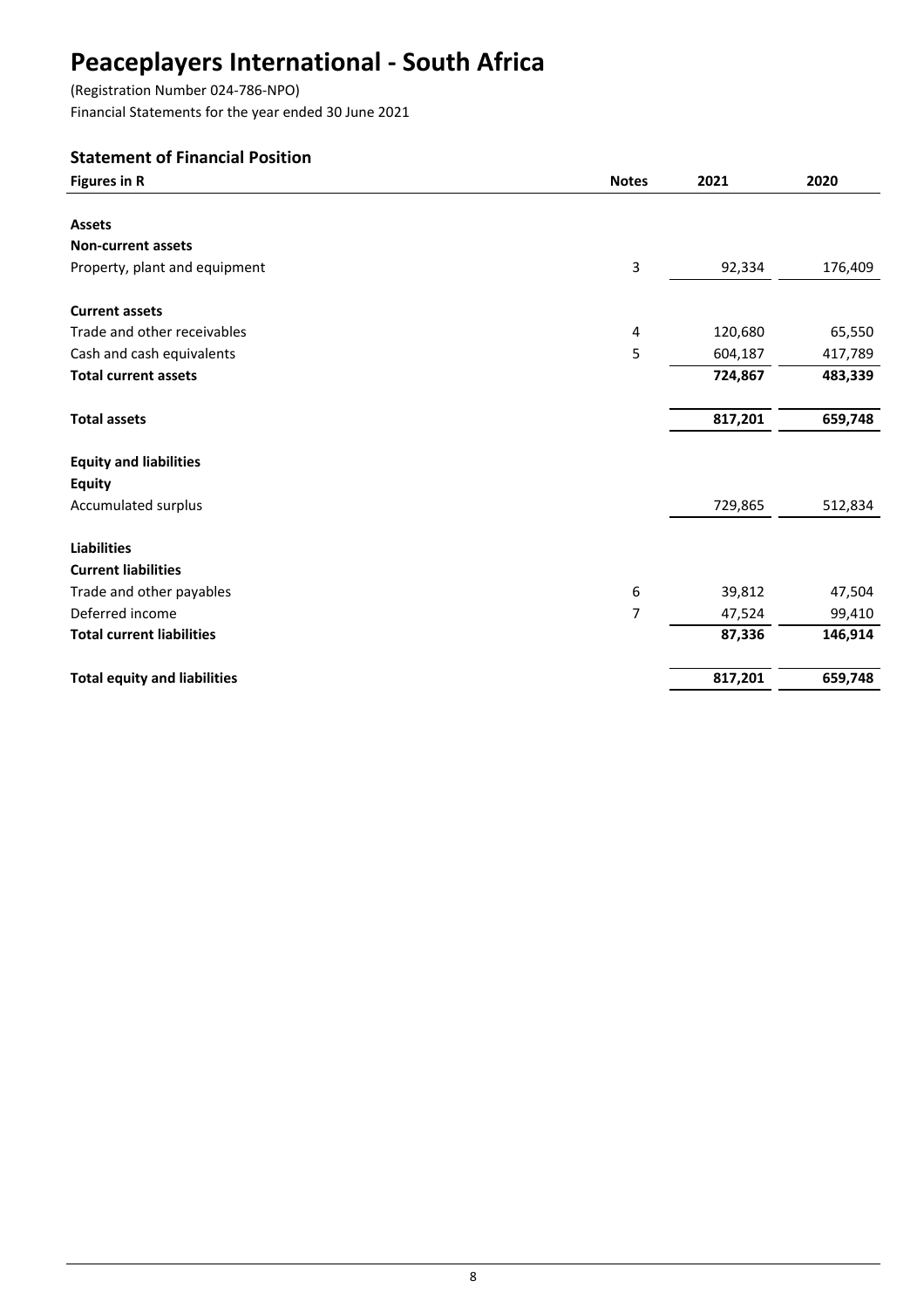# Peaceplayers International - South Africa

(Registration Number 024-786-NPO)

Financial Statements for the year ended 30 June 2021

## Statement of Financial Position

| Figures in R | Notes | 2021 | 2020 |
|---|---|---|---|
| **Assets** | | | |
| **Non-current assets** | | | |
| Property, plant and equipment | 3 | 92,334 | 176,409 |
| **Current assets** | | | |
| Trade and other receivables | 4 | 120,680 | 65,550 |
| Cash and cash equivalents | 5 | 604,187 | 417,789 |
| **Total current assets** | | **724,867** | **483,339** |
| **Total assets** | | **817,201** | **659,748** |
| **Equity and liabilities** | | | |
| **Equity** | | | |
| Accumulated surplus | | 729,865 | 512,834 |
| **Liabilities** | | | |
| **Current liabilities** | | | |
| Trade and other payables | 6 | 39,812 | 47,504 |
| Deferred income | 7 | 47,524 | 99,410 |
| **Total current liabilities** | | **87,336** | **146,914** |
| **Total equity and liabilities** | | **817,201** | **659,748** |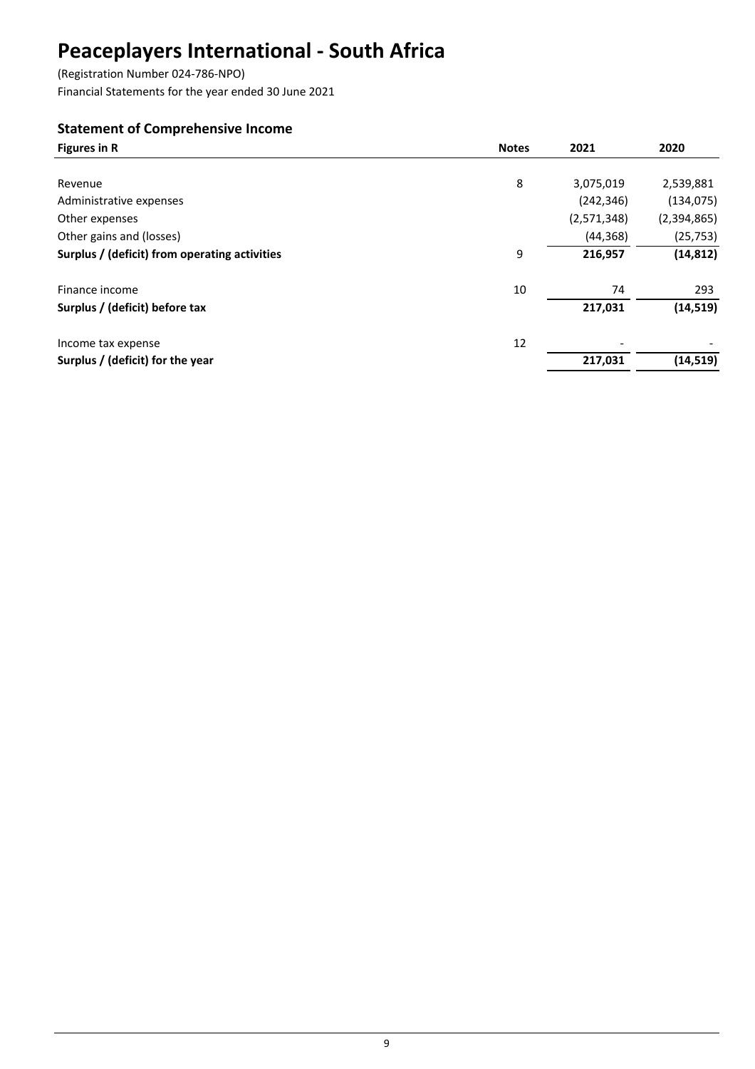# Peaceplayers International - South Africa

(Registration Number 024-786-NPO)

Financial Statements for the year ended 30 June 2021

## Statement of Comprehensive Income

| Figures in R | Notes | 2021 | 2020 |
|---|---|---|---|
| Revenue | 8 | 3,075,019 | 2,539,881 |
| Administrative expenses | | (242,346) | (134,075) |
| Other expenses | | (2,571,348) | (2,394,865) |
| Other gains and (losses) | | (44,368) | (25,753) |
| **Surplus / (deficit) from operating activities** | 9 | **216,957** | **(14,812)** |
| Finance income | 10 | 74 | 293 |
| **Surplus / (deficit) before tax** | | **217,031** | **(14,519)** |
| Income tax expense | 12 | - | - |
| **Surplus / (deficit) for the year** | | **217,031** | **(14,519)** |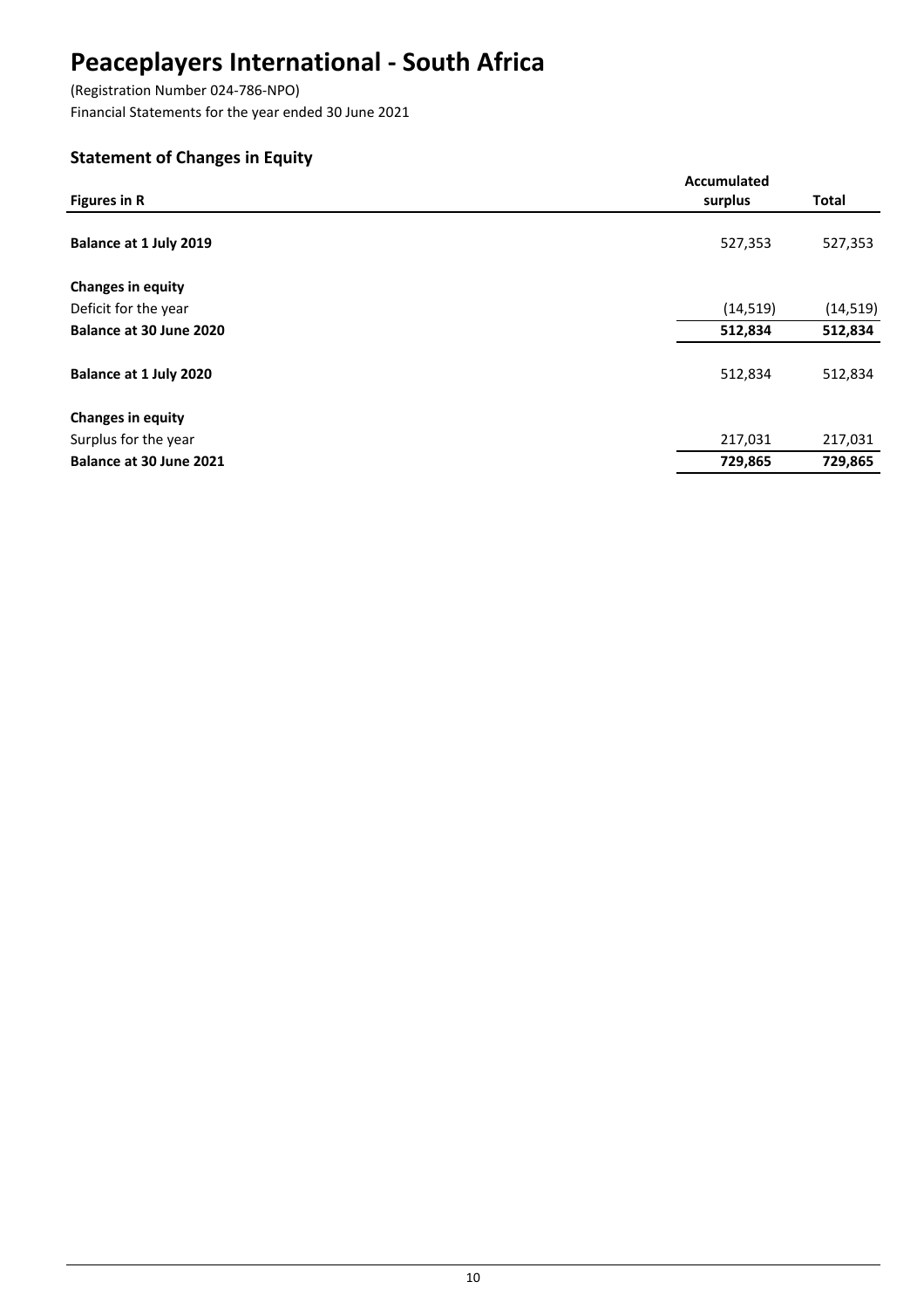# Peaceplayers International - South Africa

(Registration Number 024-786-NPO)
Financial Statements for the year ended 30 June 2021

## Statement of Changes in Equity

| Figures in R | Accumulated surplus | Total |
|---|---|---|
| **Balance at 1 July 2019** | 527,353 | 527,353 |
| **Changes in equity** | | |
| Deficit for the year | (14,519) | (14,519) |
| **Balance at 30 June 2020** | **512,834** | **512,834** |
| **Balance at 1 July 2020** | 512,834 | 512,834 |
| **Changes in equity** | | |
| Surplus for the year | 217,031 | 217,031 |
| **Balance at 30 June 2021** | **729,865** | **729,865** |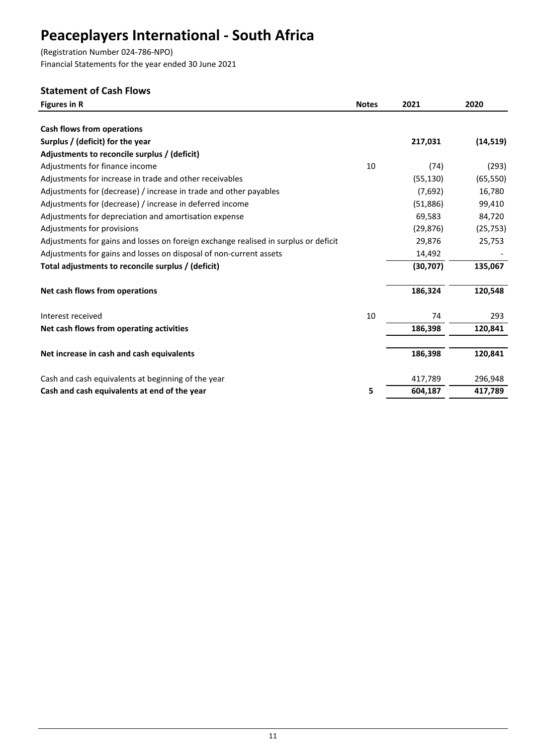# Peaceplayers International - South Africa

(Registration Number 024-786-NPO)
Financial Statements for the year ended 30 June 2021

## Statement of Cash Flows

| Figures in R | Notes | 2021 | 2020 |
|---|---|---|---|
| **Cash flows from operations** | | | |
| **Surplus / (deficit) for the year** | | **217,031** | **(14,519)** |
| **Adjustments to reconcile surplus / (deficit)** | | | |
| Adjustments for finance income | 10 | (74) | (293) |
| Adjustments for increase in trade and other receivables | | (55,130) | (65,550) |
| Adjustments for (decrease) / increase in trade and other payables | | (7,692) | 16,780 |
| Adjustments for (decrease) / increase in deferred income | | (51,886) | 99,410 |
| Adjustments for depreciation and amortisation expense | | 69,583 | 84,720 |
| Adjustments for provisions | | (29,876) | (25,753) |
| Adjustments for gains and losses on foreign exchange realised in surplus or deficit | | 29,876 | 25,753 |
| Adjustments for gains and losses on disposal of non-current assets | | 14,492 | - |
| **Total adjustments to reconcile surplus / (deficit)** | | **(30,707)** | **135,067** |
| **Net cash flows from operations** | | **186,324** | **120,548** |
| Interest received | 10 | 74 | 293 |
| **Net cash flows from operating activities** | | **186,398** | **120,841** |
| **Net increase in cash and cash equivalents** | | **186,398** | **120,841** |
| Cash and cash equivalents at beginning of the year | | 417,789 | 296,948 |
| **Cash and cash equivalents at end of the year** | **5** | **604,187** | **417,789** |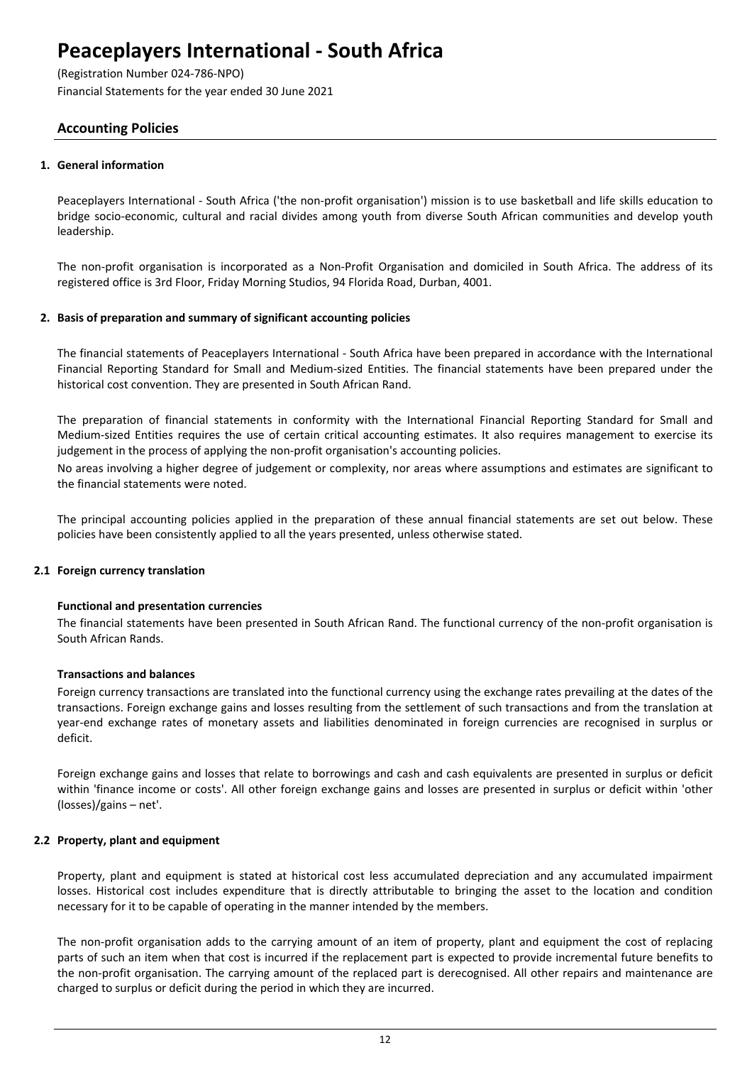# Peaceplayers International - South Africa

(Registration Number 024-786-NPO)
Financial Statements for the year ended 30 June 2021

## Accounting Policies

### 1. General information

Peaceplayers International - South Africa ('the non-profit organisation') mission is to use basketball and life skills education to bridge socio-economic, cultural and racial divides among youth from diverse South African communities and develop youth leadership.

The non-profit organisation is incorporated as a Non-Profit Organisation and domiciled in South Africa. The address of its registered office is 3rd Floor, Friday Morning Studios, 94 Florida Road, Durban, 4001.

### 2. Basis of preparation and summary of significant accounting policies

The financial statements of Peaceplayers International - South Africa have been prepared in accordance with the International Financial Reporting Standard for Small and Medium-sized Entities. The financial statements have been prepared under the historical cost convention. They are presented in South African Rand.

The preparation of financial statements in conformity with the International Financial Reporting Standard for Small and Medium-sized Entities requires the use of certain critical accounting estimates. It also requires management to exercise its judgement in the process of applying the non-profit organisation's accounting policies.

No areas involving a higher degree of judgement or complexity, nor areas where assumptions and estimates are significant to the financial statements were noted.

The principal accounting policies applied in the preparation of these annual financial statements are set out below. These policies have been consistently applied to all the years presented, unless otherwise stated.

### 2.1 Foreign currency translation

**Functional and presentation currencies**

The financial statements have been presented in South African Rand. The functional currency of the non-profit organisation is South African Rands.

**Transactions and balances**

Foreign currency transactions are translated into the functional currency using the exchange rates prevailing at the dates of the transactions. Foreign exchange gains and losses resulting from the settlement of such transactions and from the translation at year-end exchange rates of monetary assets and liabilities denominated in foreign currencies are recognised in surplus or deficit.

Foreign exchange gains and losses that relate to borrowings and cash and cash equivalents are presented in surplus or deficit within 'finance income or costs'. All other foreign exchange gains and losses are presented in surplus or deficit within 'other (losses)/gains – net'.

### 2.2 Property, plant and equipment

Property, plant and equipment is stated at historical cost less accumulated depreciation and any accumulated impairment losses. Historical cost includes expenditure that is directly attributable to bringing the asset to the location and condition necessary for it to be capable of operating in the manner intended by the members.

The non-profit organisation adds to the carrying amount of an item of property, plant and equipment the cost of replacing parts of such an item when that cost is incurred if the replacement part is expected to provide incremental future benefits to the non-profit organisation. The carrying amount of the replaced part is derecognised. All other repairs and maintenance are charged to surplus or deficit during the period in which they are incurred.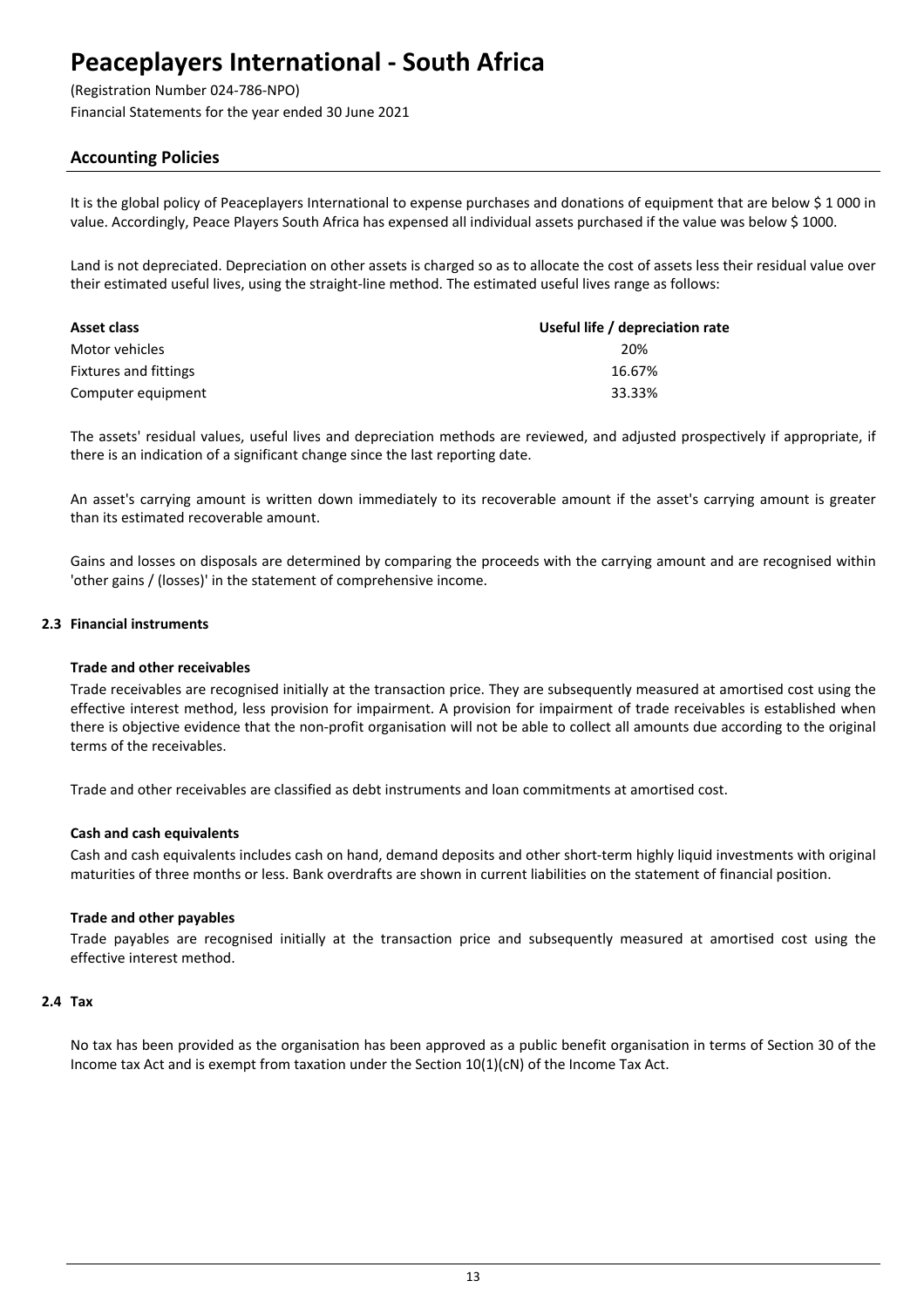# Peaceplayers International - South Africa

(Registration Number 024-786-NPO)
Financial Statements for the year ended 30 June 2021

## Accounting Policies

It is the global policy of Peaceplayers International to expense purchases and donations of equipment that are below $ 1 000 in value. Accordingly, Peace Players South Africa has expensed all individual assets purchased if the value was below $ 1000.

Land is not depreciated. Depreciation on other assets is charged so as to allocate the cost of assets less their residual value over their estimated useful lives, using the straight-line method. The estimated useful lives range as follows:

| **Asset class** | **Useful life / depreciation rate** |
|---|---|
| Motor vehicles | 20% |
| Fixtures and fittings | 16.67% |
| Computer equipment | 33.33% |

The assets' residual values, useful lives and depreciation methods are reviewed, and adjusted prospectively if appropriate, if there is an indication of a significant change since the last reporting date.

An asset's carrying amount is written down immediately to its recoverable amount if the asset's carrying amount is greater than its estimated recoverable amount.

Gains and losses on disposals are determined by comparing the proceeds with the carrying amount and are recognised within 'other gains / (losses)' in the statement of comprehensive income.

### 2.3 Financial instruments

**Trade and other receivables**

Trade receivables are recognised initially at the transaction price. They are subsequently measured at amortised cost using the effective interest method, less provision for impairment. A provision for impairment of trade receivables is established when there is objective evidence that the non-profit organisation will not be able to collect all amounts due according to the original terms of the receivables.

Trade and other receivables are classified as debt instruments and loan commitments at amortised cost.

**Cash and cash equivalents**

Cash and cash equivalents includes cash on hand, demand deposits and other short-term highly liquid investments with original maturities of three months or less. Bank overdrafts are shown in current liabilities on the statement of financial position.

**Trade and other payables**

Trade payables are recognised initially at the transaction price and subsequently measured at amortised cost using the effective interest method.

### 2.4 Tax

No tax has been provided as the organisation has been approved as a public benefit organisation in terms of Section 30 of the Income tax Act and is exempt from taxation under the Section 10(1)(cN) of the Income Tax Act.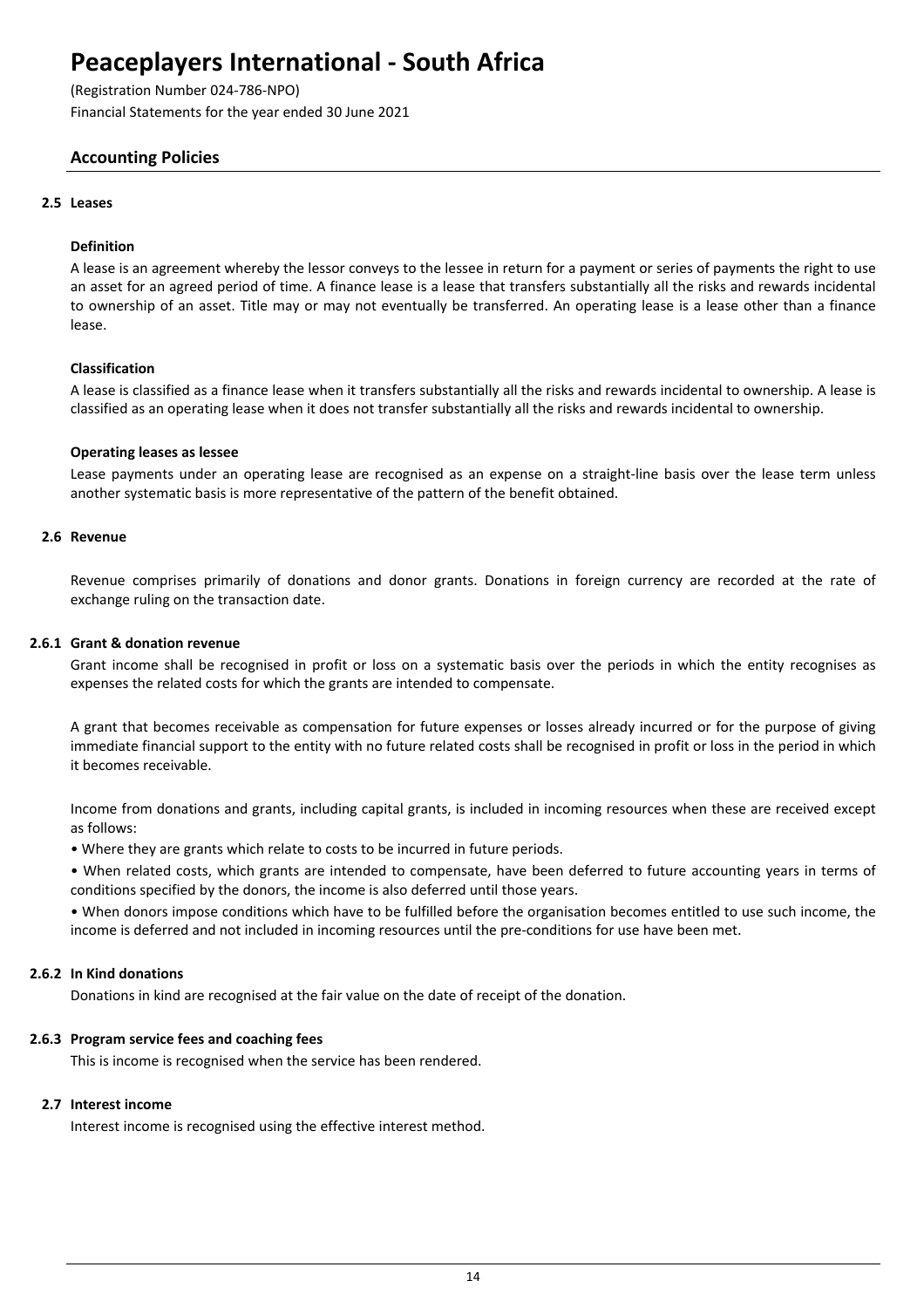# Peaceplayers International - South Africa

(Registration Number 024-786-NPO)
Financial Statements for the year ended 30 June 2021

## Accounting Policies

### 2.5 Leases

**Definition**

A lease is an agreement whereby the lessor conveys to the lessee in return for a payment or series of payments the right to use an asset for an agreed period of time. A finance lease is a lease that transfers substantially all the risks and rewards incidental to ownership of an asset. Title may or may not eventually be transferred. An operating lease is a lease other than a finance lease.

**Classification**

A lease is classified as a finance lease when it transfers substantially all the risks and rewards incidental to ownership. A lease is classified as an operating lease when it does not transfer substantially all the risks and rewards incidental to ownership.

**Operating leases as lessee**

Lease payments under an operating lease are recognised as an expense on a straight-line basis over the lease term unless another systematic basis is more representative of the pattern of the benefit obtained.

### 2.6 Revenue

Revenue comprises primarily of donations and donor grants. Donations in foreign currency are recorded at the rate of exchange ruling on the transaction date.

#### 2.6.1 Grant & donation revenue

Grant income shall be recognised in profit or loss on a systematic basis over the periods in which the entity recognises as expenses the related costs for which the grants are intended to compensate.

A grant that becomes receivable as compensation for future expenses or losses already incurred or for the purpose of giving immediate financial support to the entity with no future related costs shall be recognised in profit or loss in the period in which it becomes receivable.

Income from donations and grants, including capital grants, is included in incoming resources when these are received except as follows:

- Where they are grants which relate to costs to be incurred in future periods.
- When related costs, which grants are intended to compensate, have been deferred to future accounting years in terms of conditions specified by the donors, the income is also deferred until those years.
- When donors impose conditions which have to be fulfilled before the organisation becomes entitled to use such income, the income is deferred and not included in incoming resources until the pre-conditions for use have been met.

#### 2.6.2 In Kind donations

Donations in kind are recognised at the fair value on the date of receipt of the donation.

#### 2.6.3 Program service fees and coaching fees

This is income is recognised when the service has been rendered.

### 2.7 Interest income

Interest income is recognised using the effective interest method.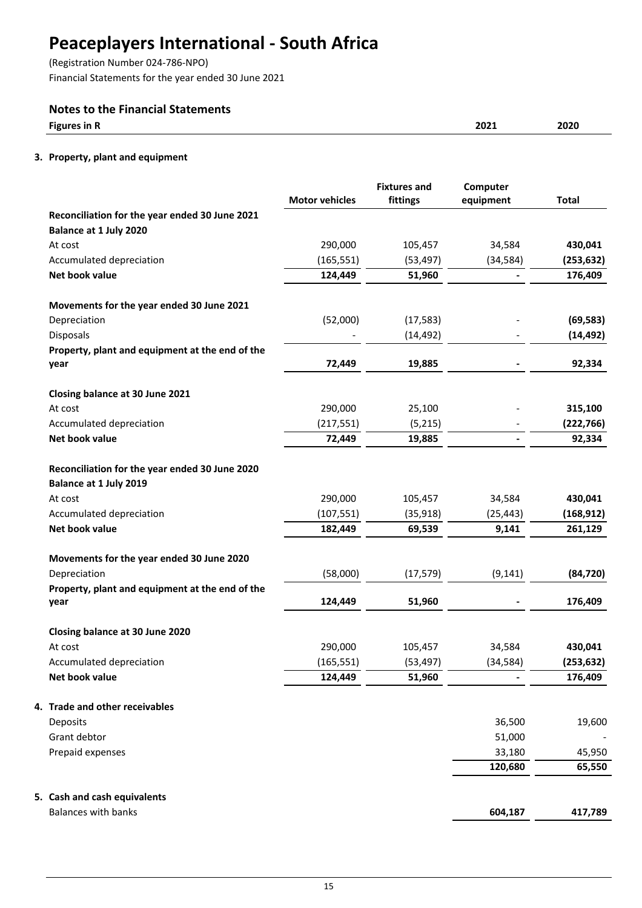# Peaceplayers International - South Africa

(Registration Number 024-786-NPO)
Financial Statements for the year ended 30 June 2021

## Notes to the Financial Statements

| Figures in R | 2021 | 2020 |
|---|---|---|

### 3. Property, plant and equipment

| | Motor vehicles | Fixtures and fittings | Computer equipment | Total |
|---|---|---|---|---|
| **Reconciliation for the year ended 30 June 2021** | | | | |
| **Balance at 1 July 2020** | | | | |
| At cost | 290,000 | 105,457 | 34,584 | **430,041** |
| Accumulated depreciation | (165,551) | (53,497) | (34,584) | **(253,632)** |
| **Net book value** | **124,449** | **51,960** | **-** | **176,409** |
| **Movements for the year ended 30 June 2021** | | | | |
| Depreciation | (52,000) | (17,583) | - | **(69,583)** |
| Disposals | - | (14,492) | - | **(14,492)** |
| **Property, plant and equipment at the end of the year** | **72,449** | **19,885** | **-** | **92,334** |
| **Closing balance at 30 June 2021** | | | | |
| At cost | 290,000 | 25,100 | - | **315,100** |
| Accumulated depreciation | (217,551) | (5,215) | - | **(222,766)** |
| **Net book value** | **72,449** | **19,885** | **-** | **92,334** |
| **Reconciliation for the year ended 30 June 2020** | | | | |
| **Balance at 1 July 2019** | | | | |
| At cost | 290,000 | 105,457 | 34,584 | **430,041** |
| Accumulated depreciation | (107,551) | (35,918) | (25,443) | **(168,912)** |
| **Net book value** | **182,449** | **69,539** | **9,141** | **261,129** |
| **Movements for the year ended 30 June 2020** | | | | |
| Depreciation | (58,000) | (17,579) | (9,141) | **(84,720)** |
| **Property, plant and equipment at the end of the year** | **124,449** | **51,960** | **-** | **176,409** |
| **Closing balance at 30 June 2020** | | | | |
| At cost | 290,000 | 105,457 | 34,584 | **430,041** |
| Accumulated depreciation | (165,551) | (53,497) | (34,584) | **(253,632)** |
| **Net book value** | **124,449** | **51,960** | **-** | **176,409** |

### 4. Trade and other receivables

| | 2021 | 2020 |
|---|---|---|
| Deposits | 36,500 | 19,600 |
| Grant debtor | 51,000 | - |
| Prepaid expenses | 33,180 | 45,950 |
| | **120,680** | **65,550** |

### 5. Cash and cash equivalents

| | 2021 | 2020 |
|---|---|---|
| Balances with banks | **604,187** | **417,789** |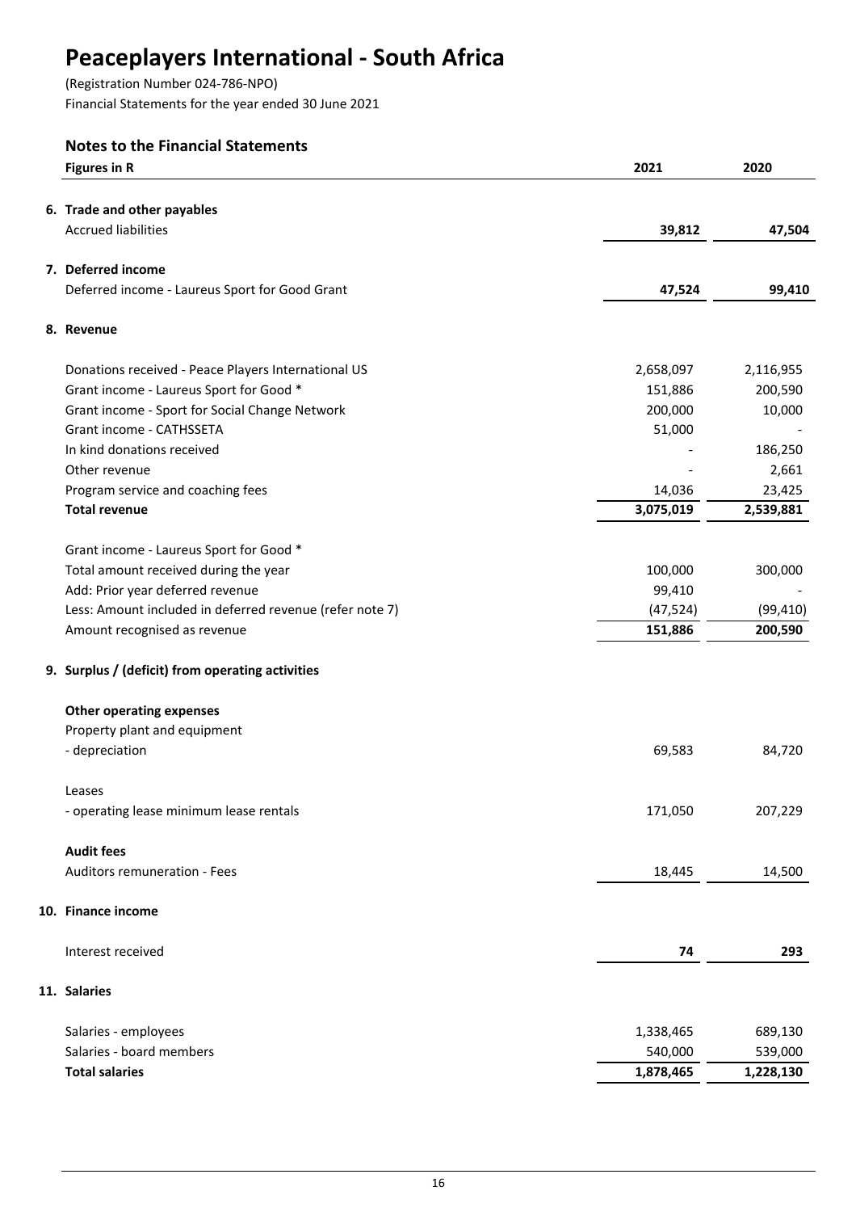# Peaceplayers International - South Africa

(Registration Number 024-786-NPO)
Financial Statements for the year ended 30 June 2021

## Notes to the Financial Statements

| Figures in R | 2021 | 2020 |
|---|---|---|
| **6. Trade and other payables** | | |
| Accrued liabilities | **39,812** | **47,504** |
| **7. Deferred income** | | |
| Deferred income - Laureus Sport for Good Grant | **47,524** | **99,410** |
| **8. Revenue** | | |
| Donations received - Peace Players International US | 2,658,097 | 2,116,955 |
| Grant income - Laureus Sport for Good * | 151,886 | 200,590 |
| Grant income - Sport for Social Change Network | 200,000 | 10,000 |
| Grant income - CATHSSETA | 51,000 | - |
| In kind donations received | - | 186,250 |
| Other revenue | - | 2,661 |
| Program service and coaching fees | 14,036 | 23,425 |
| **Total revenue** | **3,075,019** | **2,539,881** |
| Grant income - Laureus Sport for Good * | | |
| Total amount received during the year | 100,000 | 300,000 |
| Add: Prior year deferred revenue | 99,410 | - |
| Less: Amount included in deferred revenue (refer note 7) | (47,524) | (99,410) |
| Amount recognised as revenue | **151,886** | **200,590** |
| **9. Surplus / (deficit) from operating activities** | | |
| **Other operating expenses** | | |
| Property plant and equipment | | |
| - depreciation | 69,583 | 84,720 |
| Leases | | |
| - operating lease minimum lease rentals | 171,050 | 207,229 |
| **Audit fees** | | |
| Auditors remuneration - Fees | 18,445 | 14,500 |
| **10. Finance income** | | |
| Interest received | **74** | **293** |
| **11. Salaries** | | |
| Salaries - employees | 1,338,465 | 689,130 |
| Salaries - board members | 540,000 | 539,000 |
| **Total salaries** | **1,878,465** | **1,228,130** |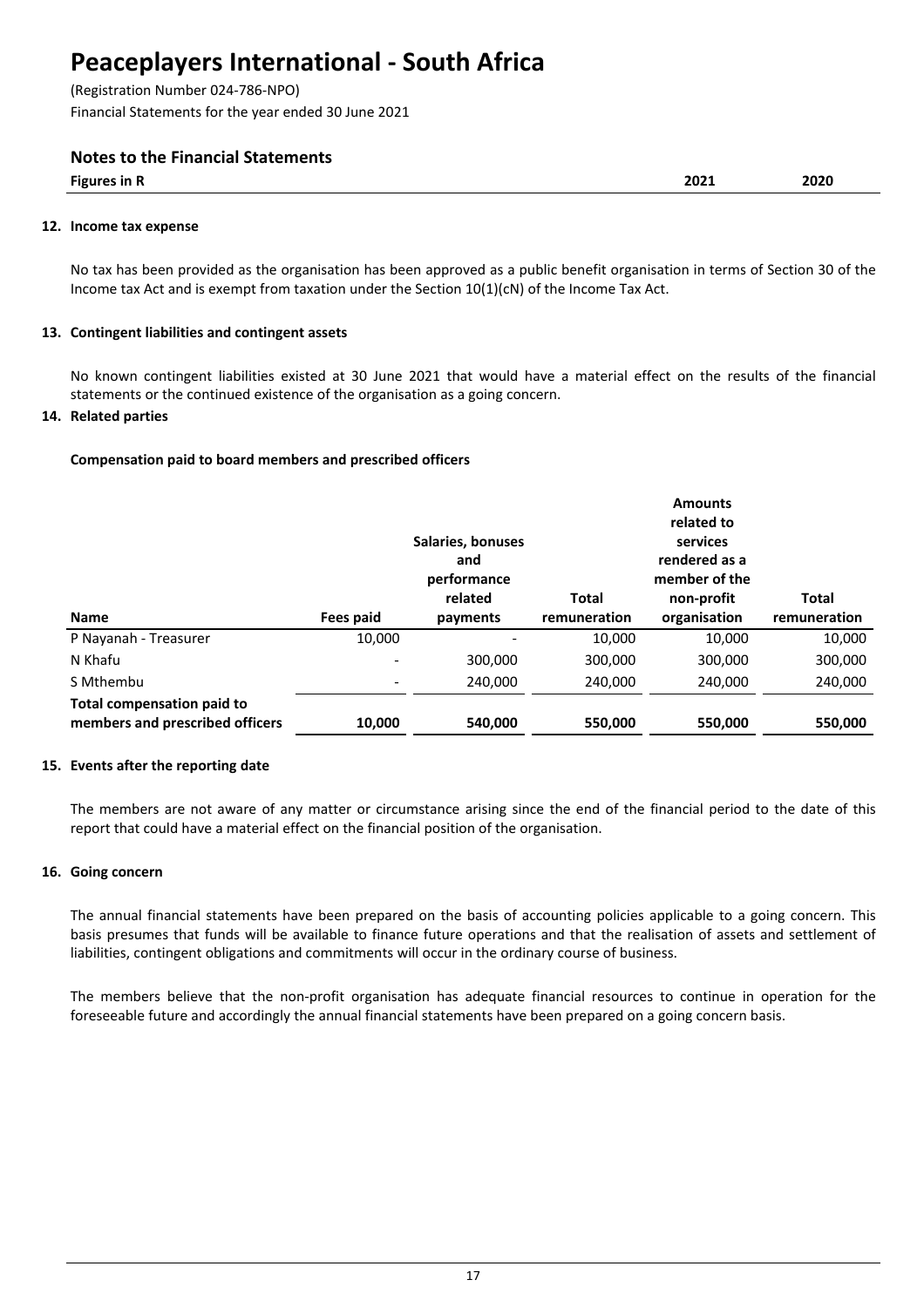# Peaceplayers International - South Africa

(Registration Number 024-786-NPO)
Financial Statements for the year ended 30 June 2021

## Notes to the Financial Statements

| Figures in R | 2021 | 2020 |
|---|---|---|

### 12. Income tax expense

No tax has been provided as the organisation has been approved as a public benefit organisation in terms of Section 30 of the Income tax Act and is exempt from taxation under the Section 10(1)(cN) of the Income Tax Act.

### 13. Contingent liabilities and contingent assets

No known contingent liabilities existed at 30 June 2021 that would have a material effect on the results of the financial statements or the continued existence of the organisation as a going concern.

### 14. Related parties

**Compensation paid to board members and prescribed officers**

| Name | Fees paid | Salaries, bonuses and performance related payments | Total remuneration | Amounts related to services rendered as a member of the non-profit organisation | Total remuneration |
|---|---|---|---|---|---|
| P Nayanah - Treasurer | 10,000 | - | 10,000 | 10,000 | 10,000 |
| N Khafu | - | 300,000 | 300,000 | 300,000 | 300,000 |
| S Mthembu | - | 240,000 | 240,000 | 240,000 | 240,000 |
| **Total compensation paid to members and prescribed officers** | **10,000** | **540,000** | **550,000** | **550,000** | **550,000** |

### 15. Events after the reporting date

The members are not aware of any matter or circumstance arising since the end of the financial period to the date of this report that could have a material effect on the financial position of the organisation.

### 16. Going concern

The annual financial statements have been prepared on the basis of accounting policies applicable to a going concern. This basis presumes that funds will be available to finance future operations and that the realisation of assets and settlement of liabilities, contingent obligations and commitments will occur in the ordinary course of business.

The members believe that the non-profit organisation has adequate financial resources to continue in operation for the foreseeable future and accordingly the annual financial statements have been prepared on a going concern basis.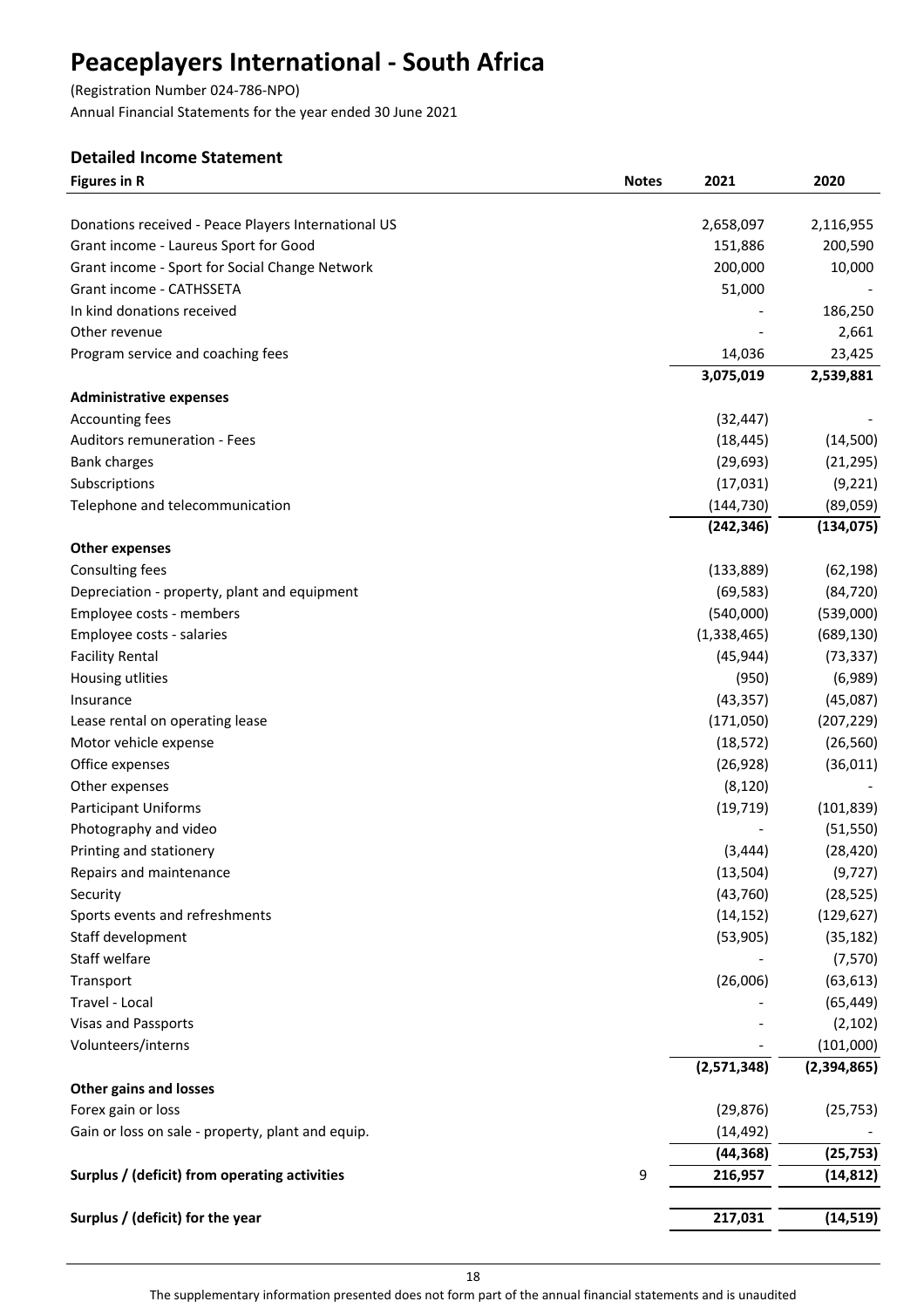# Peaceplayers International - South Africa

(Registration Number 024-786-NPO)

Annual Financial Statements for the year ended 30 June 2021

## Detailed Income Statement

| Figures in R | Notes | 2021 | 2020 |
|---|---|---|---|
| Donations received - Peace Players International US | | 2,658,097 | 2,116,955 |
| Grant income - Laureus Sport for Good | | 151,886 | 200,590 |
| Grant income - Sport for Social Change Network | | 200,000 | 10,000 |
| Grant income - CATHSSETA | | 51,000 | - |
| In kind donations received | | - | 186,250 |
| Other revenue | | - | 2,661 |
| Program service and coaching fees | | 14,036 | 23,425 |
| | | **3,075,019** | **2,539,881** |
| **Administrative expenses** | | | |
| Accounting fees | | (32,447) | - |
| Auditors remuneration - Fees | | (18,445) | (14,500) |
| Bank charges | | (29,693) | (21,295) |
| Subscriptions | | (17,031) | (9,221) |
| Telephone and telecommunication | | (144,730) | (89,059) |
| | | **(242,346)** | **(134,075)** |
| **Other expenses** | | | |
| Consulting fees | | (133,889) | (62,198) |
| Depreciation - property, plant and equipment | | (69,583) | (84,720) |
| Employee costs - members | | (540,000) | (539,000) |
| Employee costs - salaries | | (1,338,465) | (689,130) |
| Facility Rental | | (45,944) | (73,337) |
| Housing utlities | | (950) | (6,989) |
| Insurance | | (43,357) | (45,087) |
| Lease rental on operating lease | | (171,050) | (207,229) |
| Motor vehicle expense | | (18,572) | (26,560) |
| Office expenses | | (26,928) | (36,011) |
| Other expenses | | (8,120) | - |
| Participant Uniforms | | (19,719) | (101,839) |
| Photography and video | | - | (51,550) |
| Printing and stationery | | (3,444) | (28,420) |
| Repairs and maintenance | | (13,504) | (9,727) |
| Security | | (43,760) | (28,525) |
| Sports events and refreshments | | (14,152) | (129,627) |
| Staff development | | (53,905) | (35,182) |
| Staff welfare | | - | (7,570) |
| Transport | | (26,006) | (63,613) |
| Travel - Local | | - | (65,449) |
| Visas and Passports | | - | (2,102) |
| Volunteers/interns | | - | (101,000) |
| | | **(2,571,348)** | **(2,394,865)** |
| **Other gains and losses** | | | |
| Forex gain or loss | | (29,876) | (25,753) |
| Gain or loss on sale - property, plant and equip. | | (14,492) | - |
| | | **(44,368)** | **(25,753)** |
| **Surplus / (deficit) from operating activities** | 9 | **216,957** | **(14,812)** |
| **Surplus / (deficit) for the year** | | **217,031** | **(14,519)** |

The supplementary information presented does not form part of the annual financial statements and is unaudited